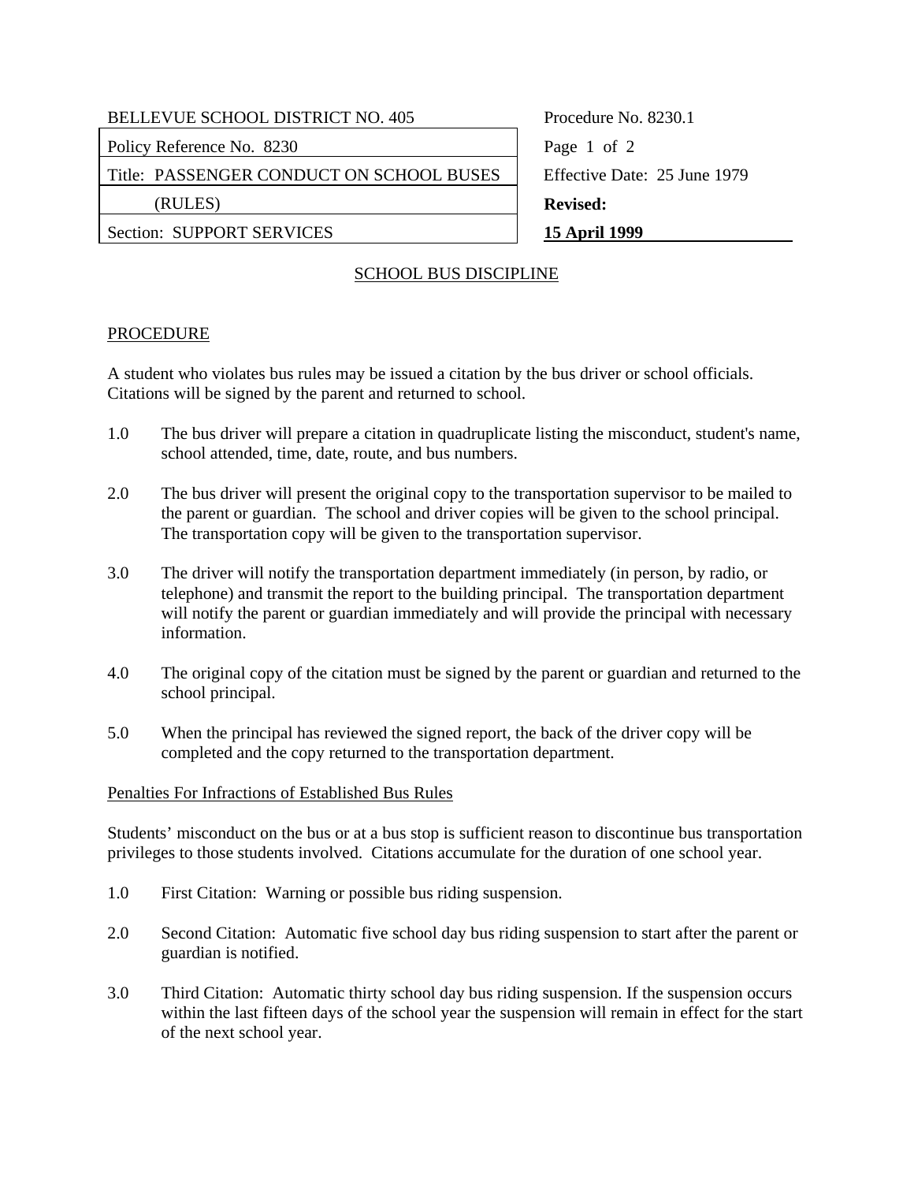| BELLEVUE SCHOOL DISTRICT NO. 405 | Procedure No. 8230.1 |
| --- | --- |
| Policy Reference No. 8230 | |
| Title: PASSENGER CONDUCT ON SCHOOL BUSES (RULES) | Effective Date: 25 June 1979 |
| | **Revised: 15 April 1999** |
| Section: SUPPORT SERVICES | |

## SCHOOL BUS DISCIPLINE

### PROCEDURE

A student who violates bus rules may be issued a citation by the bus driver or school officials. Citations will be signed by the parent and returned to school.

1.0 The bus driver will prepare a citation in quadruplicate listing the misconduct, student's name, school attended, time, date, route, and bus numbers.

2.0 The bus driver will present the original copy to the transportation supervisor to be mailed to the parent or guardian. The school and driver copies will be given to the school principal. The transportation copy will be given to the transportation supervisor.

3.0 The driver will notify the transportation department immediately (in person, by radio, or telephone) and transmit the report to the building principal. The transportation department will notify the parent or guardian immediately and will provide the principal with necessary information.

4.0 The original copy of the citation must be signed by the parent or guardian and returned to the school principal.

5.0 When the principal has reviewed the signed report, the back of the driver copy will be completed and the copy returned to the transportation department.

### Penalties For Infractions of Established Bus Rules

Students' misconduct on the bus or at a bus stop is sufficient reason to discontinue bus transportation privileges to those students involved. Citations accumulate for the duration of one school year.

1.0 First Citation: Warning or possible bus riding suspension.

2.0 Second Citation: Automatic five school day bus riding suspension to start after the parent or guardian is notified.

3.0 Third Citation: Automatic thirty school day bus riding suspension. If the suspension occurs within the last fifteen days of the school year the suspension will remain in effect for the start of the next school year.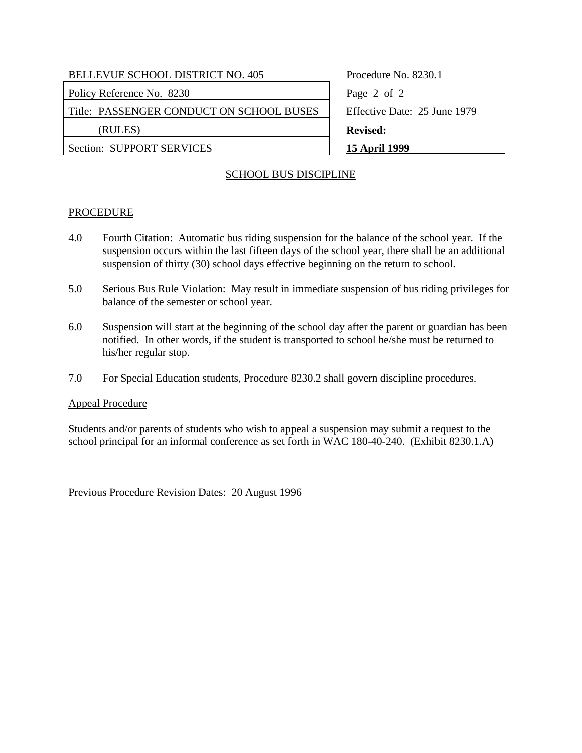## SCHOOL BUS DISCIPLINE

### PROCEDURE

4.0 Fourth Citation: Automatic bus riding suspension for the balance of the school year. If the suspension occurs within the last fifteen days of the school year, there shall be an additional suspension of thirty (30) school days effective beginning on the return to school.

5.0 Serious Bus Rule Violation: May result in immediate suspension of bus riding privileges for balance of the semester or school year.

6.0 Suspension will start at the beginning of the school day after the parent or guardian has been notified. In other words, if the student is transported to school he/she must be returned to his/her regular stop.

7.0 For Special Education students, Procedure 8230.2 shall govern discipline procedures.

### Appeal Procedure

Students and/or parents of students who wish to appeal a suspension may submit a request to the school principal for an informal conference as set forth in WAC 180-40-240. (Exhibit 8230.1.A)

Previous Procedure Revision Dates: 20 August 1996